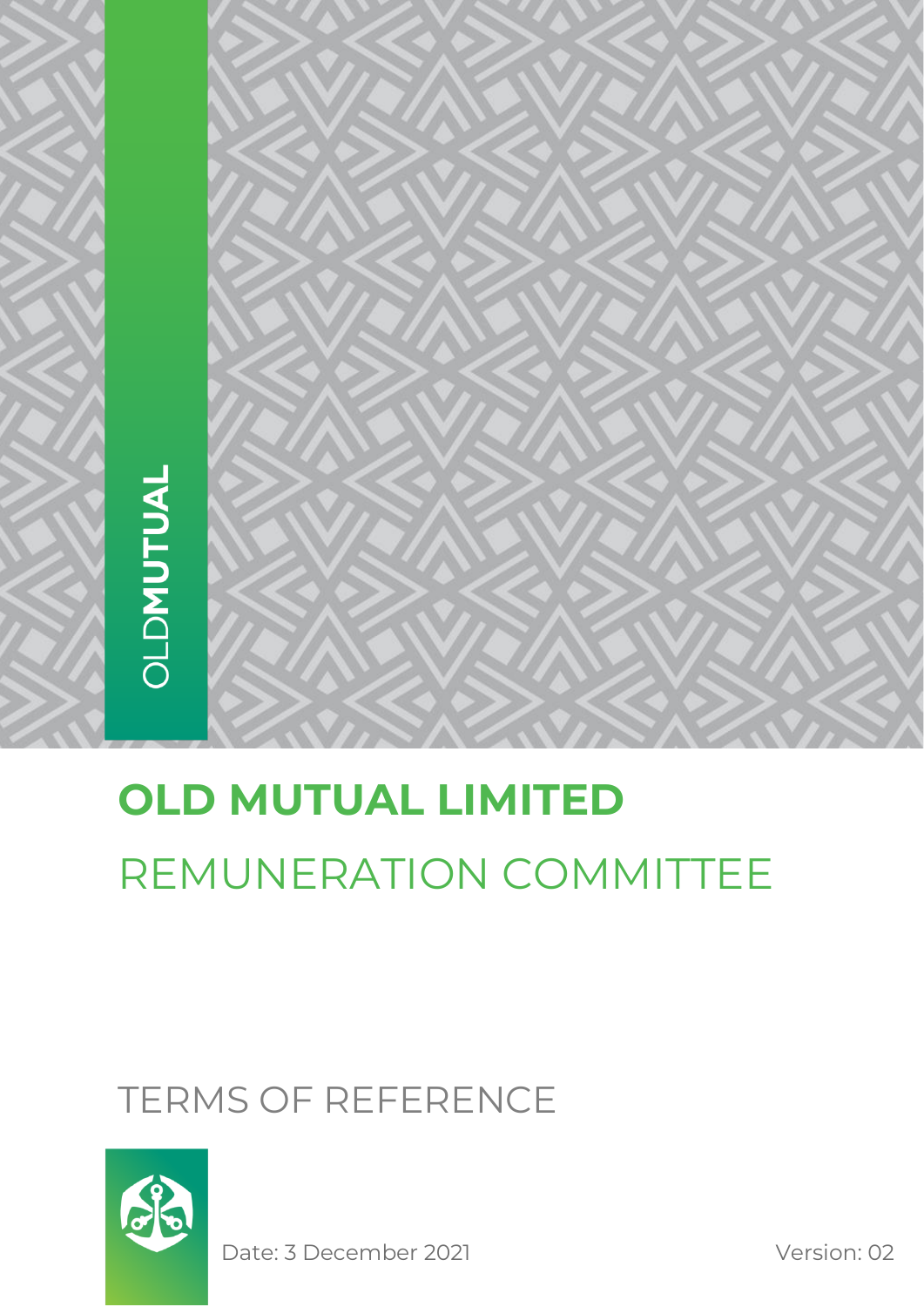OLDMUTUAL

# OLD MUTUAL LIMITED

## REMUNERATION COMMITTEE

## TERMS OF REFERENCE

Date: 3 December 2021

Version: 02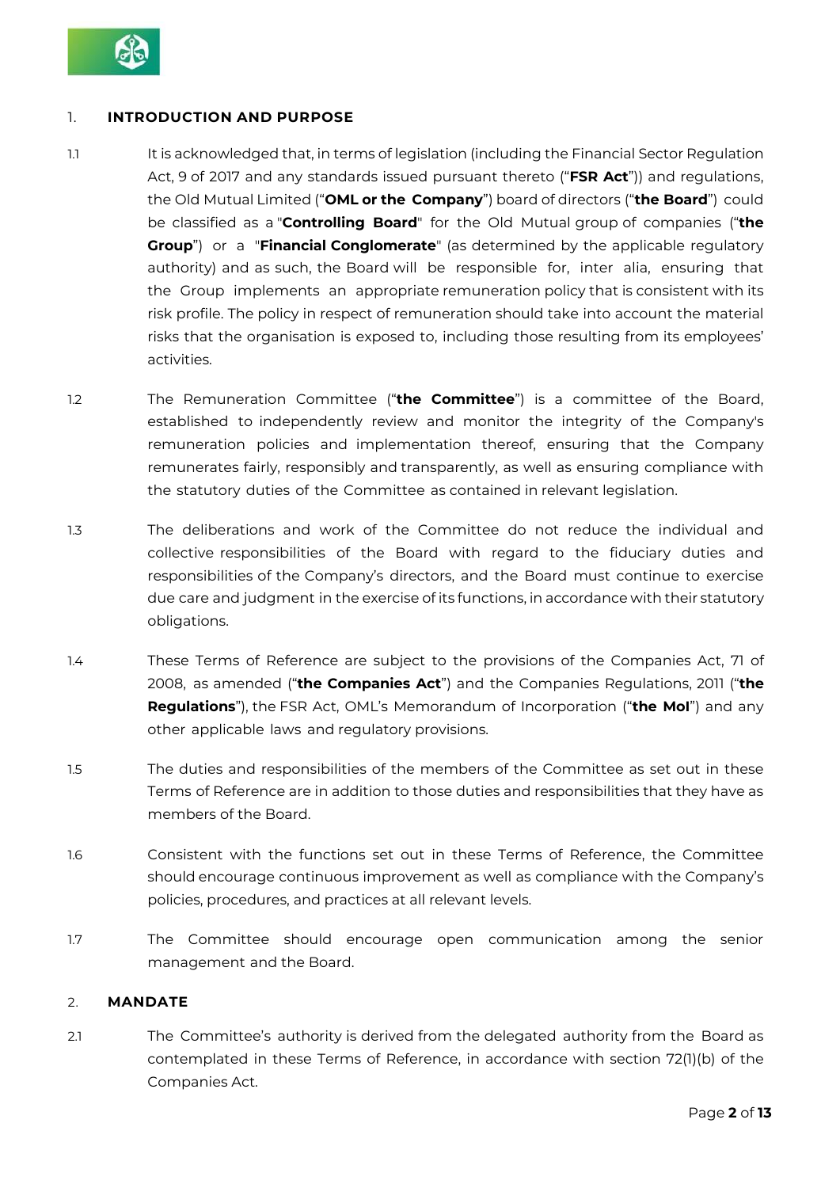## 1. INTRODUCTION AND PURPOSE

1.1 It is acknowledged that, in terms of legislation (including the Financial Sector Regulation Act, 9 of 2017 and any standards issued pursuant thereto ("**FSR Act**")) and regulations, the Old Mutual Limited ("**OML or the Company**") board of directors ("**the Board**") could be classified as a "**Controlling Board**" for the Old Mutual group of companies ("**the Group**") or a "**Financial Conglomerate**" (as determined by the applicable regulatory authority) and as such, the Board will be responsible for, inter alia, ensuring that the Group implements an appropriate remuneration policy that is consistent with its risk profile. The policy in respect of remuneration should take into account the material risks that the organisation is exposed to, including those resulting from its employees' activities.

1.2 The Remuneration Committee ("**the Committee**") is a committee of the Board, established to independently review and monitor the integrity of the Company's remuneration policies and implementation thereof, ensuring that the Company remunerates fairly, responsibly and transparently, as well as ensuring compliance with the statutory duties of the Committee as contained in relevant legislation.

1.3 The deliberations and work of the Committee do not reduce the individual and collective responsibilities of the Board with regard to the fiduciary duties and responsibilities of the Company's directors, and the Board must continue to exercise due care and judgment in the exercise of its functions, in accordance with their statutory obligations.

1.4 These Terms of Reference are subject to the provisions of the Companies Act, 71 of 2008, as amended ("**the Companies Act**") and the Companies Regulations, 2011 ("**the Regulations**"), the FSR Act, OML's Memorandum of Incorporation ("**the MoI**") and any other applicable laws and regulatory provisions.

1.5 The duties and responsibilities of the members of the Committee as set out in these Terms of Reference are in addition to those duties and responsibilities that they have as members of the Board.

1.6 Consistent with the functions set out in these Terms of Reference, the Committee should encourage continuous improvement as well as compliance with the Company's policies, procedures, and practices at all relevant levels.

1.7 The Committee should encourage open communication among the senior management and the Board.

## 2. MANDATE

2.1 The Committee's authority is derived from the delegated authority from the Board as contemplated in these Terms of Reference, in accordance with section 72(1)(b) of the Companies Act.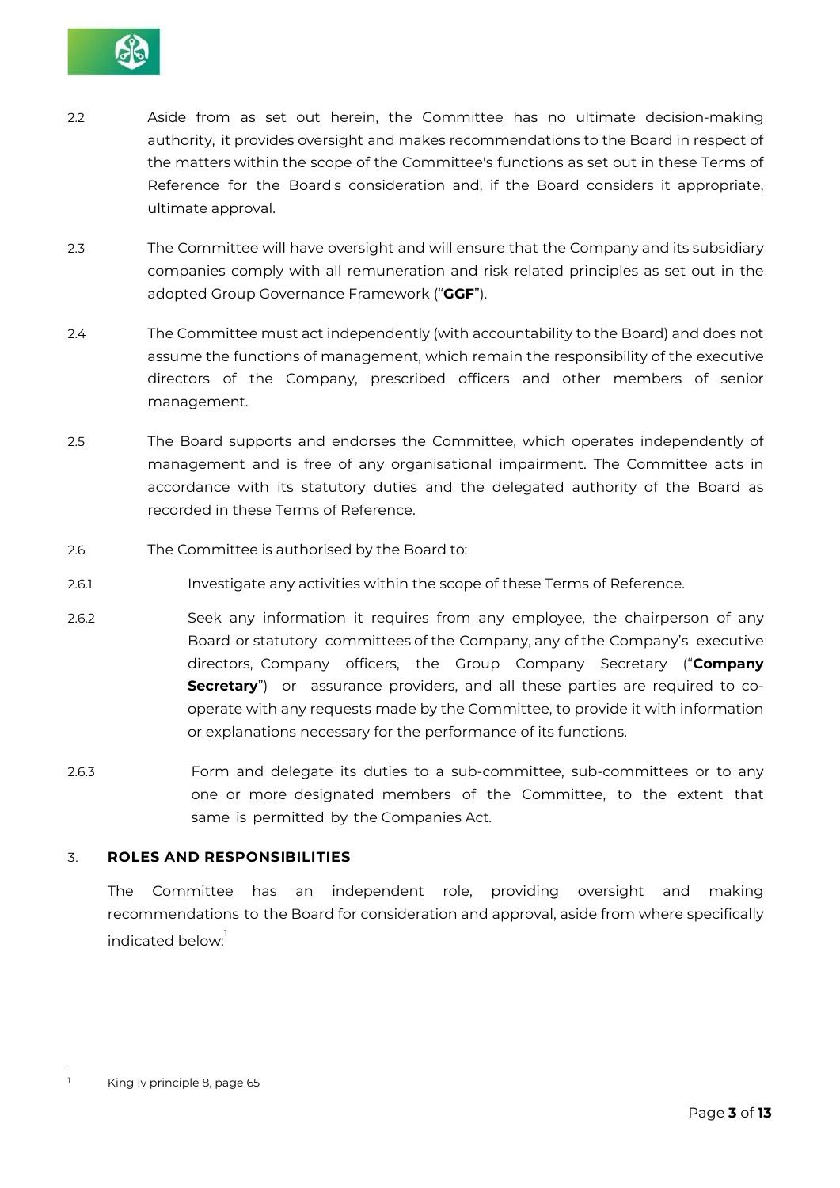2.2 Aside from as set out herein, the Committee has no ultimate decision-making authority, it provides oversight and makes recommendations to the Board in respect of the matters within the scope of the Committee's functions as set out in these Terms of Reference for the Board's consideration and, if the Board considers it appropriate, ultimate approval.

2.3 The Committee will have oversight and will ensure that the Company and its subsidiary companies comply with all remuneration and risk related principles as set out in the adopted Group Governance Framework ("**GGF**").

2.4 The Committee must act independently (with accountability to the Board) and does not assume the functions of management, which remain the responsibility of the executive directors of the Company, prescribed officers and other members of senior management.

2.5 The Board supports and endorses the Committee, which operates independently of management and is free of any organisational impairment. The Committee acts in accordance with its statutory duties and the delegated authority of the Board as recorded in these Terms of Reference.

2.6 The Committee is authorised by the Board to:

2.6.1 Investigate any activities within the scope of these Terms of Reference.

2.6.2 Seek any information it requires from any employee, the chairperson of any Board or statutory committees of the Company, any of the Company's executive directors, Company officers, the Group Company Secretary ("**Company Secretary**") or assurance providers, and all these parties are required to co-operate with any requests made by the Committee, to provide it with information or explanations necessary for the performance of its functions.

2.6.3 Form and delegate its duties to a sub-committee, sub-committees or to any one or more designated members of the Committee, to the extent that same is permitted by the Companies Act.

## 3. ROLES AND RESPONSIBILITIES

The Committee has an independent role, providing oversight and making recommendations to the Board for consideration and approval, aside from where specifically indicated below:[1]

[1] King Iv principle 8, page 65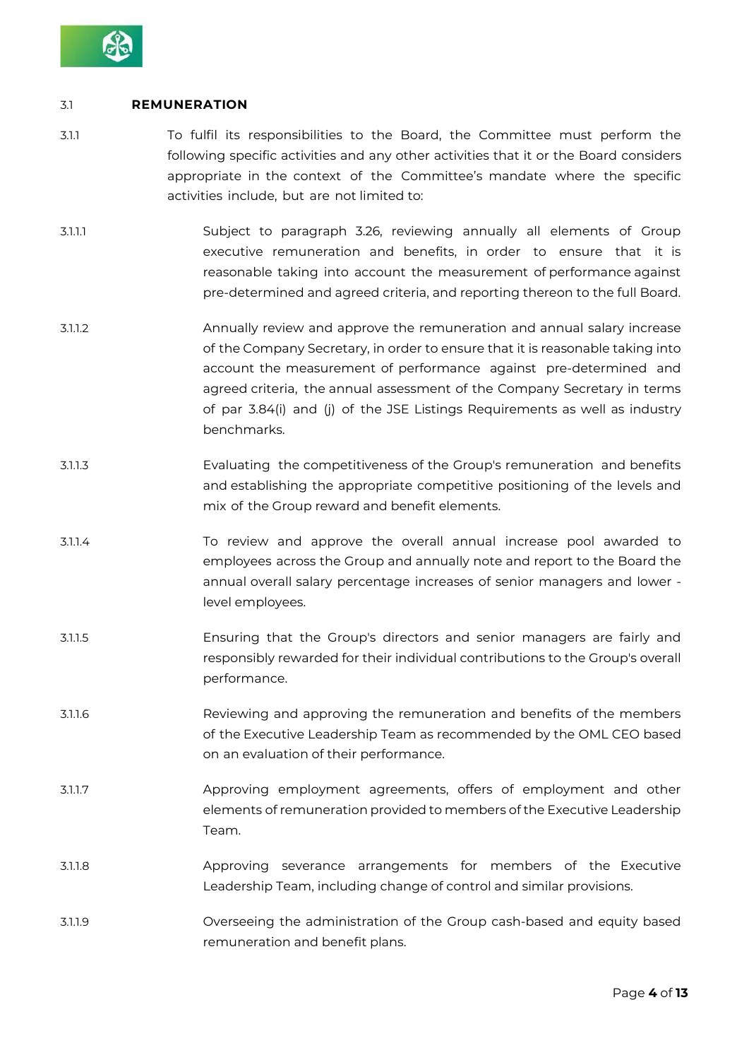## 3.1 REMUNERATION

3.1.1 To fulfil its responsibilities to the Board, the Committee must perform the following specific activities and any other activities that it or the Board considers appropriate in the context of the Committee's mandate where the specific activities include, but are not limited to:

3.1.1.1 Subject to paragraph 3.26, reviewing annually all elements of Group executive remuneration and benefits, in order to ensure that it is reasonable taking into account the measurement of performance against pre-determined and agreed criteria, and reporting thereon to the full Board.

3.1.1.2 Annually review and approve the remuneration and annual salary increase of the Company Secretary, in order to ensure that it is reasonable taking into account the measurement of performance against pre-determined and agreed criteria, the annual assessment of the Company Secretary in terms of par 3.84(i) and (j) of the JSE Listings Requirements as well as industry benchmarks.

3.1.1.3 Evaluating the competitiveness of the Group's remuneration and benefits and establishing the appropriate competitive positioning of the levels and mix of the Group reward and benefit elements.

3.1.1.4 To review and approve the overall annual increase pool awarded to employees across the Group and annually note and report to the Board the annual overall salary percentage increases of senior managers and lower - level employees.

3.1.1.5 Ensuring that the Group's directors and senior managers are fairly and responsibly rewarded for their individual contributions to the Group's overall performance.

3.1.1.6 Reviewing and approving the remuneration and benefits of the members of the Executive Leadership Team as recommended by the OML CEO based on an evaluation of their performance.

3.1.1.7 Approving employment agreements, offers of employment and other elements of remuneration provided to members of the Executive Leadership Team.

3.1.1.8 Approving severance arrangements for members of the Executive Leadership Team, including change of control and similar provisions.

3.1.1.9 Overseeing the administration of the Group cash-based and equity based remuneration and benefit plans.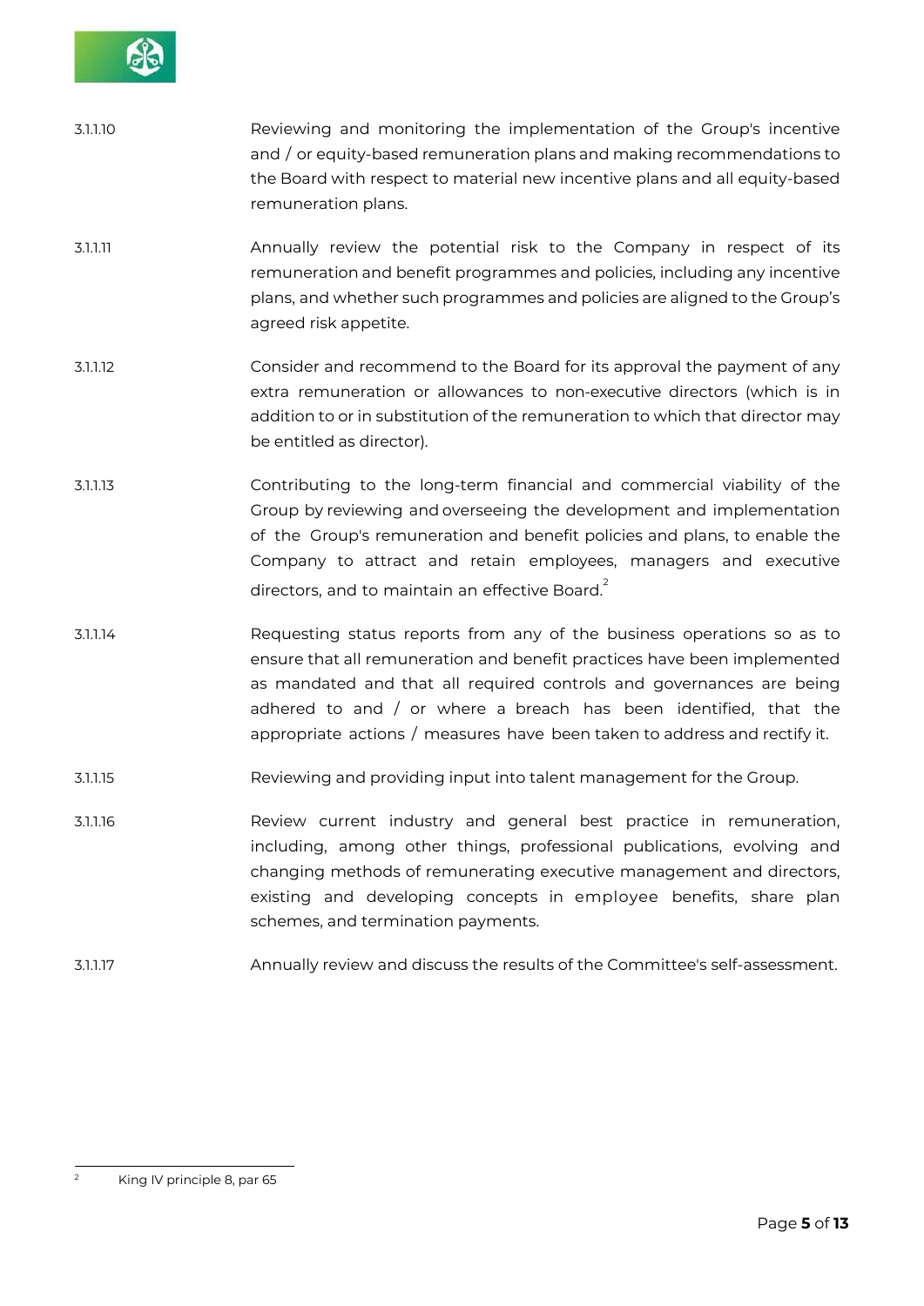3.1.1.10 Reviewing and monitoring the implementation of the Group's incentive and / or equity-based remuneration plans and making recommendations to the Board with respect to material new incentive plans and all equity-based remuneration plans.

3.1.1.11 Annually review the potential risk to the Company in respect of its remuneration and benefit programmes and policies, including any incentive plans, and whether such programmes and policies are aligned to the Group's agreed risk appetite.

3.1.1.12 Consider and recommend to the Board for its approval the payment of any extra remuneration or allowances to non-executive directors (which is in addition to or in substitution of the remuneration to which that director may be entitled as director).

3.1.1.13 Contributing to the long-term financial and commercial viability of the Group by reviewing and overseeing the development and implementation of the Group's remuneration and benefit policies and plans, to enable the Company to attract and retain employees, managers and executive directors, and to maintain an effective Board.[2]

3.1.1.14 Requesting status reports from any of the business operations so as to ensure that all remuneration and benefit practices have been implemented as mandated and that all required controls and governances are being adhered to and / or where a breach has been identified, that the appropriate actions / measures have been taken to address and rectify it.

3.1.1.15 Reviewing and providing input into talent management for the Group.

3.1.1.16 Review current industry and general best practice in remuneration, including, among other things, professional publications, evolving and changing methods of remunerating executive management and directors, existing and developing concepts in employee benefits, share plan schemes, and termination payments.

3.1.1.17 Annually review and discuss the results of the Committee's self-assessment.

---

[2] King IV principle 8, par 65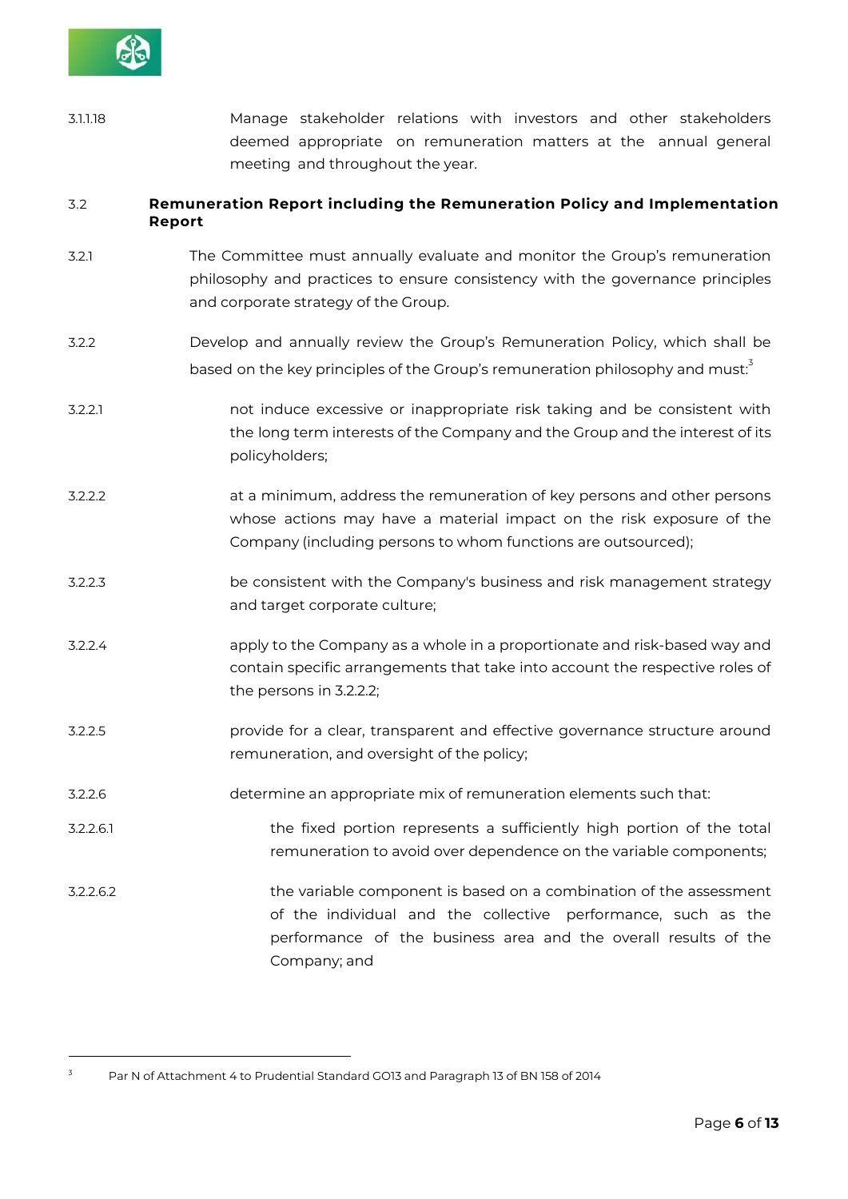3.1.1.18 Manage stakeholder relations with investors and other stakeholders deemed appropriate on remuneration matters at the annual general meeting and throughout the year.

3.2 **Remuneration Report including the Remuneration Policy and Implementation Report**

3.2.1 The Committee must annually evaluate and monitor the Group's remuneration philosophy and practices to ensure consistency with the governance principles and corporate strategy of the Group.

3.2.2 Develop and annually review the Group's Remuneration Policy, which shall be based on the key principles of the Group's remuneration philosophy and must:[3]

3.2.2.1 not induce excessive or inappropriate risk taking and be consistent with the long term interests of the Company and the Group and the interest of its policyholders;

3.2.2.2 at a minimum, address the remuneration of key persons and other persons whose actions may have a material impact on the risk exposure of the Company (including persons to whom functions are outsourced);

3.2.2.3 be consistent with the Company's business and risk management strategy and target corporate culture;

3.2.2.4 apply to the Company as a whole in a proportionate and risk-based way and contain specific arrangements that take into account the respective roles of the persons in 3.2.2.2;

3.2.2.5 provide for a clear, transparent and effective governance structure around remuneration, and oversight of the policy;

3.2.2.6 determine an appropriate mix of remuneration elements such that:

3.2.2.6.1 the fixed portion represents a sufficiently high portion of the total remuneration to avoid over dependence on the variable components;

3.2.2.6.2 the variable component is based on a combination of the assessment of the individual and the collective performance, such as the performance of the business area and the overall results of the Company; and

---

[3] Par N of Attachment 4 to Prudential Standard GO13 and Paragraph 13 of BN 158 of 2014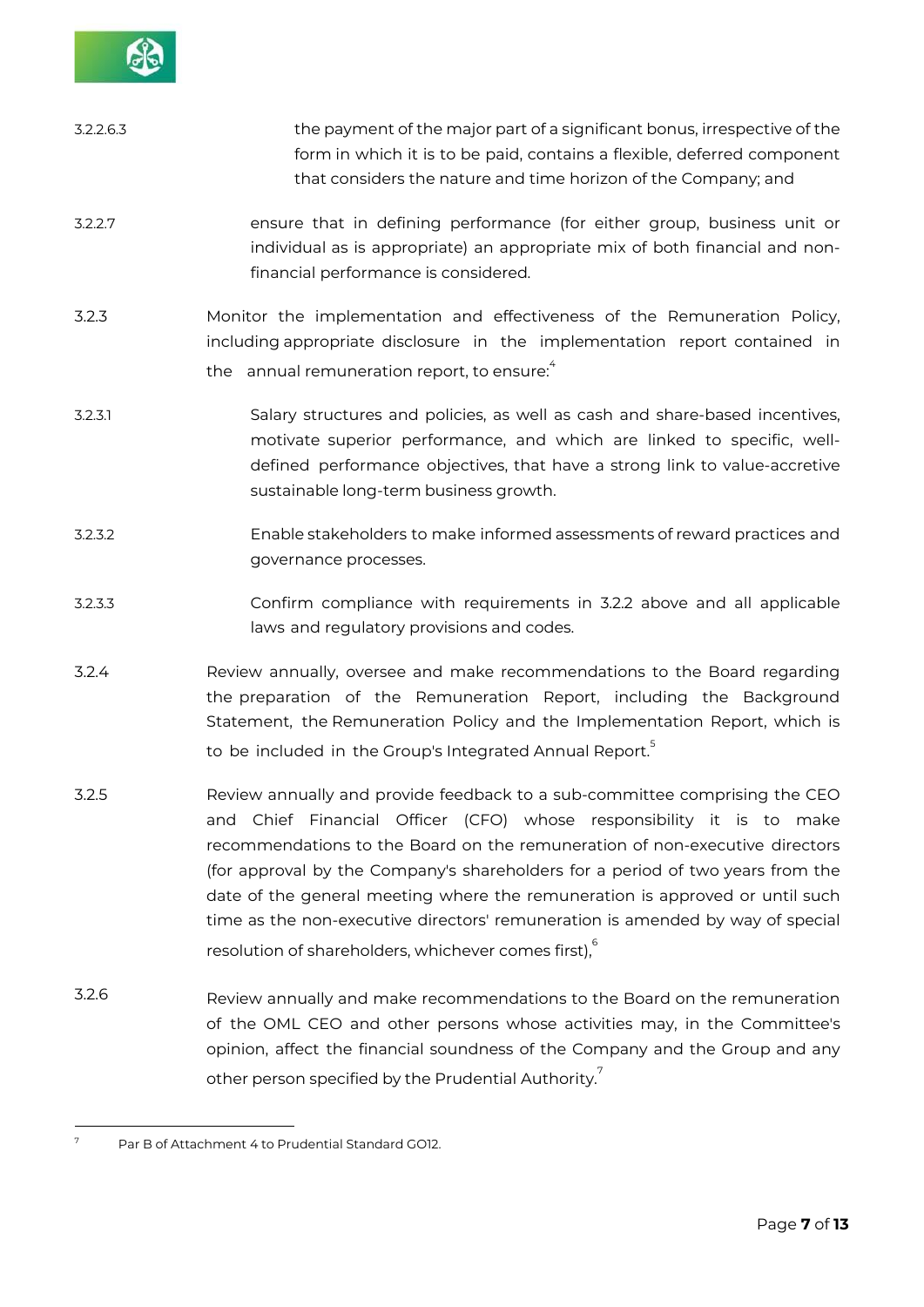3.2.2.6.3 the payment of the major part of a significant bonus, irrespective of the form in which it is to be paid, contains a flexible, deferred component that considers the nature and time horizon of the Company; and

3.2.2.7 ensure that in defining performance (for either group, business unit or individual as is appropriate) an appropriate mix of both financial and non-financial performance is considered.

3.2.3 Monitor the implementation and effectiveness of the Remuneration Policy, including appropriate disclosure in the implementation report contained in the annual remuneration report, to ensure:[4]

3.2.3.1 Salary structures and policies, as well as cash and share-based incentives, motivate superior performance, and which are linked to specific, well-defined performance objectives, that have a strong link to value-accretive sustainable long-term business growth.

3.2.3.2 Enable stakeholders to make informed assessments of reward practices and governance processes.

3.2.3.3 Confirm compliance with requirements in 3.2.2 above and all applicable laws and regulatory provisions and codes.

3.2.4 Review annually, oversee and make recommendations to the Board regarding the preparation of the Remuneration Report, including the Background Statement, the Remuneration Policy and the Implementation Report, which is to be included in the Group's Integrated Annual Report.[5]

3.2.5 Review annually and provide feedback to a sub-committee comprising the CEO and Chief Financial Officer (CFO) whose responsibility it is to make recommendations to the Board on the remuneration of non-executive directors (for approval by the Company's shareholders for a period of two years from the date of the general meeting where the remuneration is approved or until such time as the non-executive directors' remuneration is amended by way of special resolution of shareholders, whichever comes first),[6]

3.2.6 Review annually and make recommendations to the Board on the remuneration of the OML CEO and other persons whose activities may, in the Committee's opinion, affect the financial soundness of the Company and the Group and any other person specified by the Prudential Authority.[7]

---

[7] Par B of Attachment 4 to Prudential Standard GO12.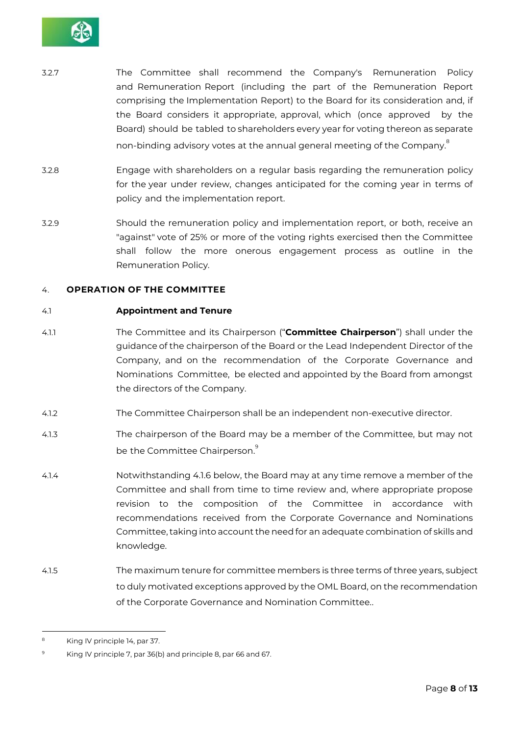3.2.7 The Committee shall recommend the Company's Remuneration Policy and Remuneration Report (including the part of the Remuneration Report comprising the Implementation Report) to the Board for its consideration and, if the Board considers it appropriate, approval, which (once approved by the Board) should be tabled to shareholders every year for voting thereon as separate non-binding advisory votes at the annual general meeting of the Company.[8]

3.2.8 Engage with shareholders on a regular basis regarding the remuneration policy for the year under review, changes anticipated for the coming year in terms of policy and the implementation report.

3.2.9 Should the remuneration policy and implementation report, or both, receive an "against" vote of 25% or more of the voting rights exercised then the Committee shall follow the more onerous engagement process as outline in the Remuneration Policy.

## 4. OPERATION OF THE COMMITTEE

### 4.1 Appointment and Tenure

4.1.1 The Committee and its Chairperson ("**Committee Chairperson**") shall under the guidance of the chairperson of the Board or the Lead Independent Director of the Company, and on the recommendation of the Corporate Governance and Nominations Committee, be elected and appointed by the Board from amongst the directors of the Company.

4.1.2 The Committee Chairperson shall be an independent non-executive director.

4.1.3 The chairperson of the Board may be a member of the Committee, but may not be the Committee Chairperson.[9]

4.1.4 Notwithstanding 4.1.6 below, the Board may at any time remove a member of the Committee and shall from time to time review and, where appropriate propose revision to the composition of the Committee in accordance with recommendations received from the Corporate Governance and Nominations Committee, taking into account the need for an adequate combination of skills and knowledge.

4.1.5 The maximum tenure for committee members is three terms of three years, subject to duly motivated exceptions approved by the OML Board, on the recommendation of the Corporate Governance and Nomination Committee..

---

[8] King IV principle 14, par 37.

[9] King IV principle 7, par 36(b) and principle 8, par 66 and 67.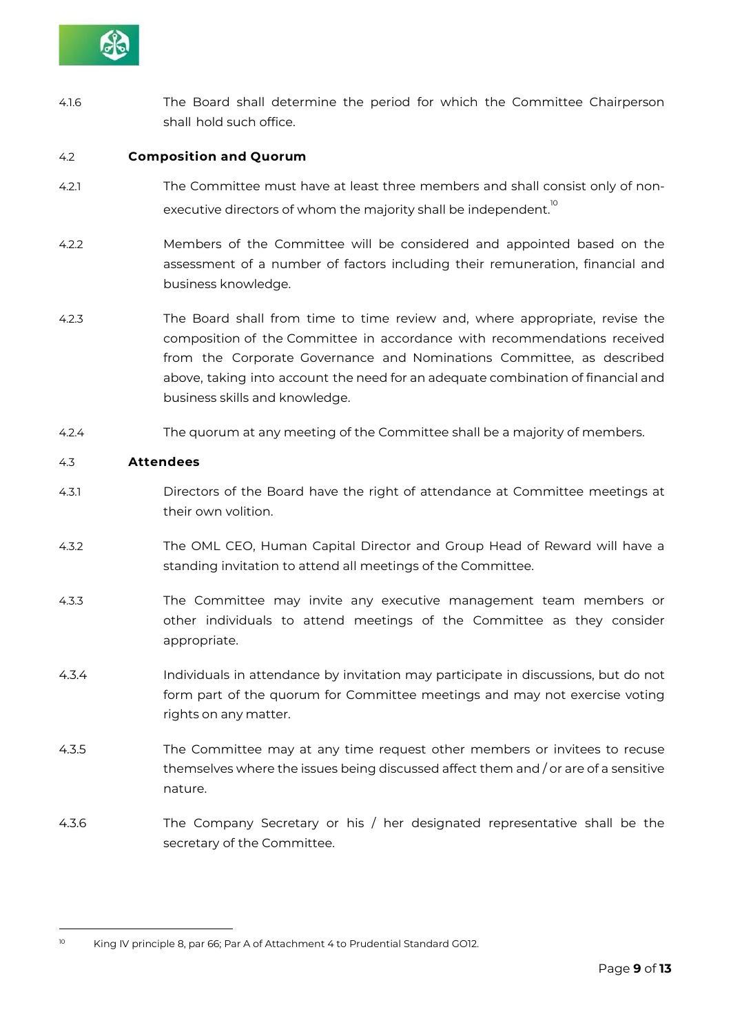4.1.6 The Board shall determine the period for which the Committee Chairperson shall hold such office.

### 4.2 Composition and Quorum

4.2.1 The Committee must have at least three members and shall consist only of non-executive directors of whom the majority shall be independent.[10]

4.2.2 Members of the Committee will be considered and appointed based on the assessment of a number of factors including their remuneration, financial and business knowledge.

4.2.3 The Board shall from time to time review and, where appropriate, revise the composition of the Committee in accordance with recommendations received from the Corporate Governance and Nominations Committee, as described above, taking into account the need for an adequate combination of financial and business skills and knowledge.

4.2.4 The quorum at any meeting of the Committee shall be a majority of members.

### 4.3 Attendees

4.3.1 Directors of the Board have the right of attendance at Committee meetings at their own volition.

4.3.2 The OML CEO, Human Capital Director and Group Head of Reward will have a standing invitation to attend all meetings of the Committee.

4.3.3 The Committee may invite any executive management team members or other individuals to attend meetings of the Committee as they consider appropriate.

4.3.4 Individuals in attendance by invitation may participate in discussions, but do not form part of the quorum for Committee meetings and may not exercise voting rights on any matter.

4.3.5 The Committee may at any time request other members or invitees to recuse themselves where the issues being discussed affect them and / or are of a sensitive nature.

4.3.6 The Company Secretary or his / her designated representative shall be the secretary of the Committee.

---

[10] King IV principle 8, par 66; Par A of Attachment 4 to Prudential Standard GO12.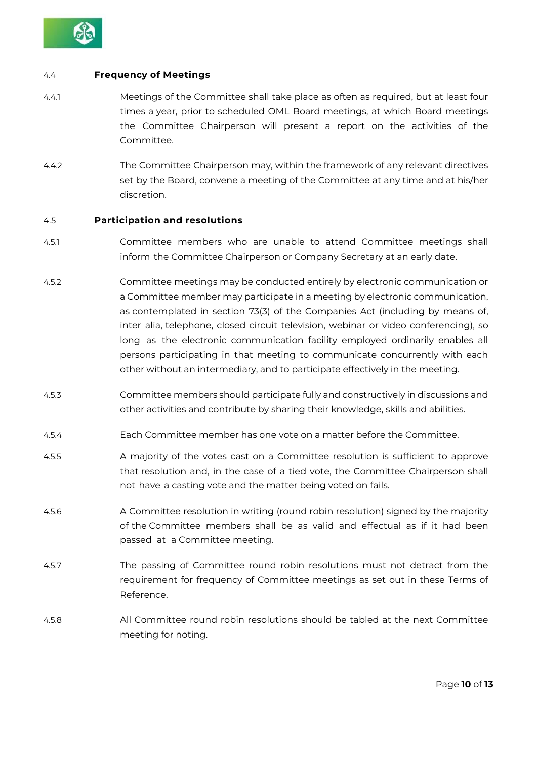### 4.4 Frequency of Meetings

4.4.1 Meetings of the Committee shall take place as often as required, but at least four times a year, prior to scheduled OML Board meetings, at which Board meetings the Committee Chairperson will present a report on the activities of the Committee.

4.4.2 The Committee Chairperson may, within the framework of any relevant directives set by the Board, convene a meeting of the Committee at any time and at his/her discretion.

### 4.5 Participation and resolutions

4.5.1 Committee members who are unable to attend Committee meetings shall inform the Committee Chairperson or Company Secretary at an early date.

4.5.2 Committee meetings may be conducted entirely by electronic communication or a Committee member may participate in a meeting by electronic communication, as contemplated in section 73(3) of the Companies Act (including by means of, inter alia, telephone, closed circuit television, webinar or video conferencing), so long as the electronic communication facility employed ordinarily enables all persons participating in that meeting to communicate concurrently with each other without an intermediary, and to participate effectively in the meeting.

4.5.3 Committee members should participate fully and constructively in discussions and other activities and contribute by sharing their knowledge, skills and abilities.

4.5.4 Each Committee member has one vote on a matter before the Committee.

4.5.5 A majority of the votes cast on a Committee resolution is sufficient to approve that resolution and, in the case of a tied vote, the Committee Chairperson shall not have a casting vote and the matter being voted on fails.

4.5.6 A Committee resolution in writing (round robin resolution) signed by the majority of the Committee members shall be as valid and effectual as if it had been passed at a Committee meeting.

4.5.7 The passing of Committee round robin resolutions must not detract from the requirement for frequency of Committee meetings as set out in these Terms of Reference.

4.5.8 All Committee round robin resolutions should be tabled at the next Committee meeting for noting.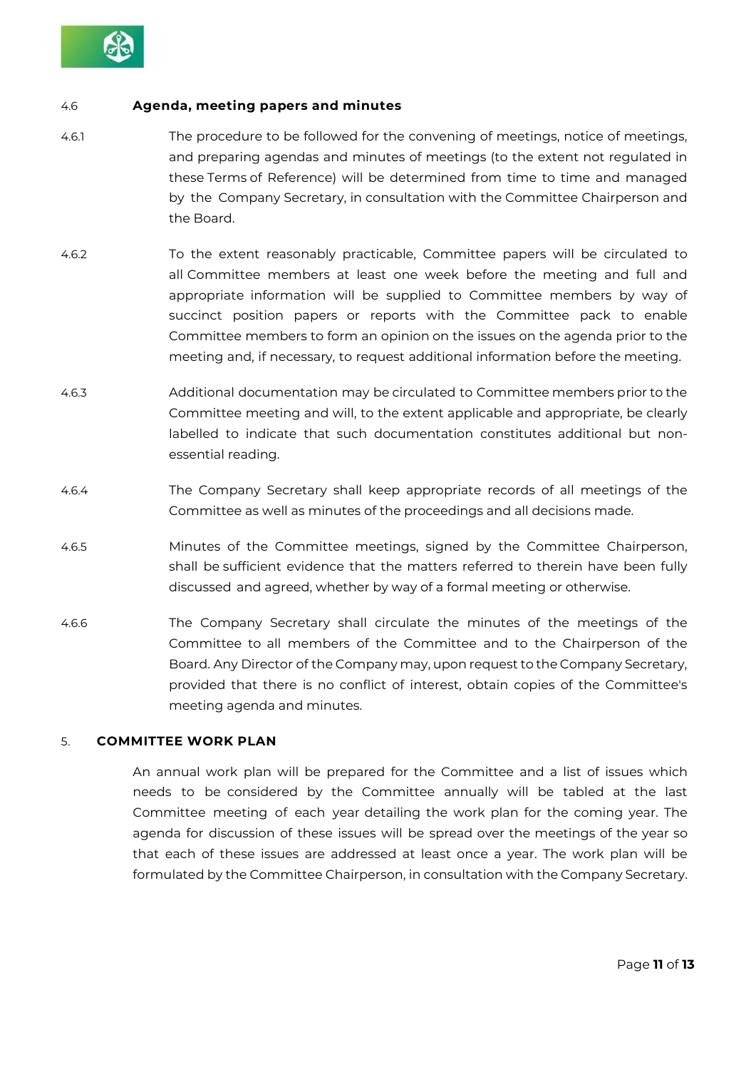### 4.6 Agenda, meeting papers and minutes

4.6.1 The procedure to be followed for the convening of meetings, notice of meetings, and preparing agendas and minutes of meetings (to the extent not regulated in these Terms of Reference) will be determined from time to time and managed by the Company Secretary, in consultation with the Committee Chairperson and the Board.

4.6.2 To the extent reasonably practicable, Committee papers will be circulated to all Committee members at least one week before the meeting and full and appropriate information will be supplied to Committee members by way of succinct position papers or reports with the Committee pack to enable Committee members to form an opinion on the issues on the agenda prior to the meeting and, if necessary, to request additional information before the meeting.

4.6.3 Additional documentation may be circulated to Committee members prior to the Committee meeting and will, to the extent applicable and appropriate, be clearly labelled to indicate that such documentation constitutes additional but non-essential reading.

4.6.4 The Company Secretary shall keep appropriate records of all meetings of the Committee as well as minutes of the proceedings and all decisions made.

4.6.5 Minutes of the Committee meetings, signed by the Committee Chairperson, shall be sufficient evidence that the matters referred to therein have been fully discussed and agreed, whether by way of a formal meeting or otherwise.

4.6.6 The Company Secretary shall circulate the minutes of the meetings of the Committee to all members of the Committee and to the Chairperson of the Board. Any Director of the Company may, upon request to the Company Secretary, provided that there is no conflict of interest, obtain copies of the Committee's meeting agenda and minutes.

## 5. COMMITTEE WORK PLAN

An annual work plan will be prepared for the Committee and a list of issues which needs to be considered by the Committee annually will be tabled at the last Committee meeting of each year detailing the work plan for the coming year. The agenda for discussion of these issues will be spread over the meetings of the year so that each of these issues are addressed at least once a year. The work plan will be formulated by the Committee Chairperson, in consultation with the Company Secretary.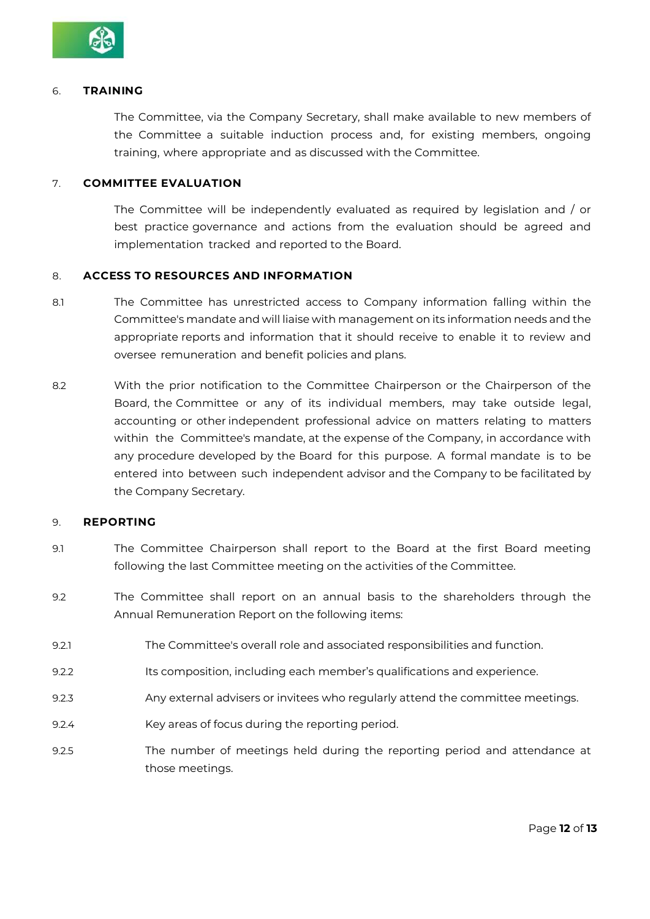## 6. TRAINING

The Committee, via the Company Secretary, shall make available to new members of the Committee a suitable induction process and, for existing members, ongoing training, where appropriate and as discussed with the Committee.

## 7. COMMITTEE EVALUATION

The Committee will be independently evaluated as required by legislation and / or best practice governance and actions from the evaluation should be agreed and implementation tracked and reported to the Board.

## 8. ACCESS TO RESOURCES AND INFORMATION

8.1 The Committee has unrestricted access to Company information falling within the Committee's mandate and will liaise with management on its information needs and the appropriate reports and information that it should receive to enable it to review and oversee remuneration and benefit policies and plans.

8.2 With the prior notification to the Committee Chairperson or the Chairperson of the Board, the Committee or any of its individual members, may take outside legal, accounting or other independent professional advice on matters relating to matters within the Committee's mandate, at the expense of the Company, in accordance with any procedure developed by the Board for this purpose. A formal mandate is to be entered into between such independent advisor and the Company to be facilitated by the Company Secretary.

## 9. REPORTING

9.1 The Committee Chairperson shall report to the Board at the first Board meeting following the last Committee meeting on the activities of the Committee.

9.2 The Committee shall report on an annual basis to the shareholders through the Annual Remuneration Report on the following items:

9.2.1 The Committee's overall role and associated responsibilities and function.

9.2.2 Its composition, including each member's qualifications and experience.

9.2.3 Any external advisers or invitees who regularly attend the committee meetings.

9.2.4 Key areas of focus during the reporting period.

9.2.5 The number of meetings held during the reporting period and attendance at those meetings.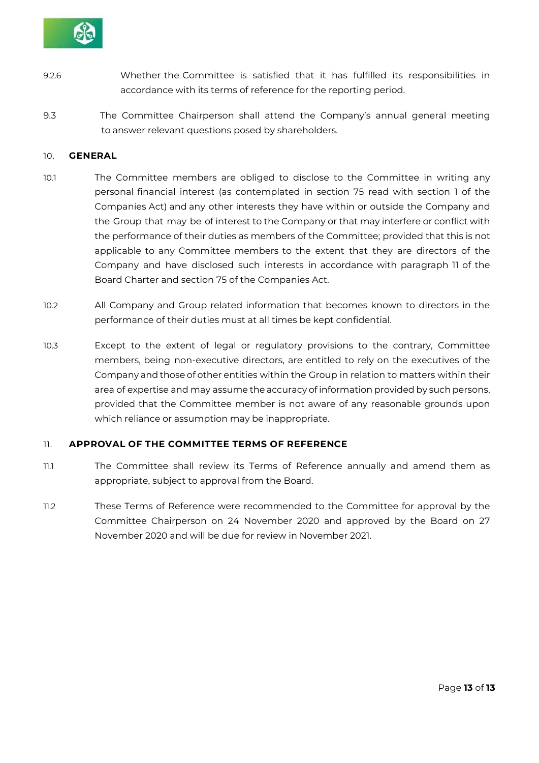9.2.6 Whether the Committee is satisfied that it has fulfilled its responsibilities in accordance with its terms of reference for the reporting period.

9.3 The Committee Chairperson shall attend the Company's annual general meeting to answer relevant questions posed by shareholders.

## 10. GENERAL

10.1 The Committee members are obliged to disclose to the Committee in writing any personal financial interest (as contemplated in section 75 read with section 1 of the Companies Act) and any other interests they have within or outside the Company and the Group that may be of interest to the Company or that may interfere or conflict with the performance of their duties as members of the Committee; provided that this is not applicable to any Committee members to the extent that they are directors of the Company and have disclosed such interests in accordance with paragraph 11 of the Board Charter and section 75 of the Companies Act.

10.2 All Company and Group related information that becomes known to directors in the performance of their duties must at all times be kept confidential.

10.3 Except to the extent of legal or regulatory provisions to the contrary, Committee members, being non-executive directors, are entitled to rely on the executives of the Company and those of other entities within the Group in relation to matters within their area of expertise and may assume the accuracy of information provided by such persons, provided that the Committee member is not aware of any reasonable grounds upon which reliance or assumption may be inappropriate.

## 11. APPROVAL OF THE COMMITTEE TERMS OF REFERENCE

11.1 The Committee shall review its Terms of Reference annually and amend them as appropriate, subject to approval from the Board.

11.2 These Terms of Reference were recommended to the Committee for approval by the Committee Chairperson on 24 November 2020 and approved by the Board on 27 November 2020 and will be due for review in November 2021.